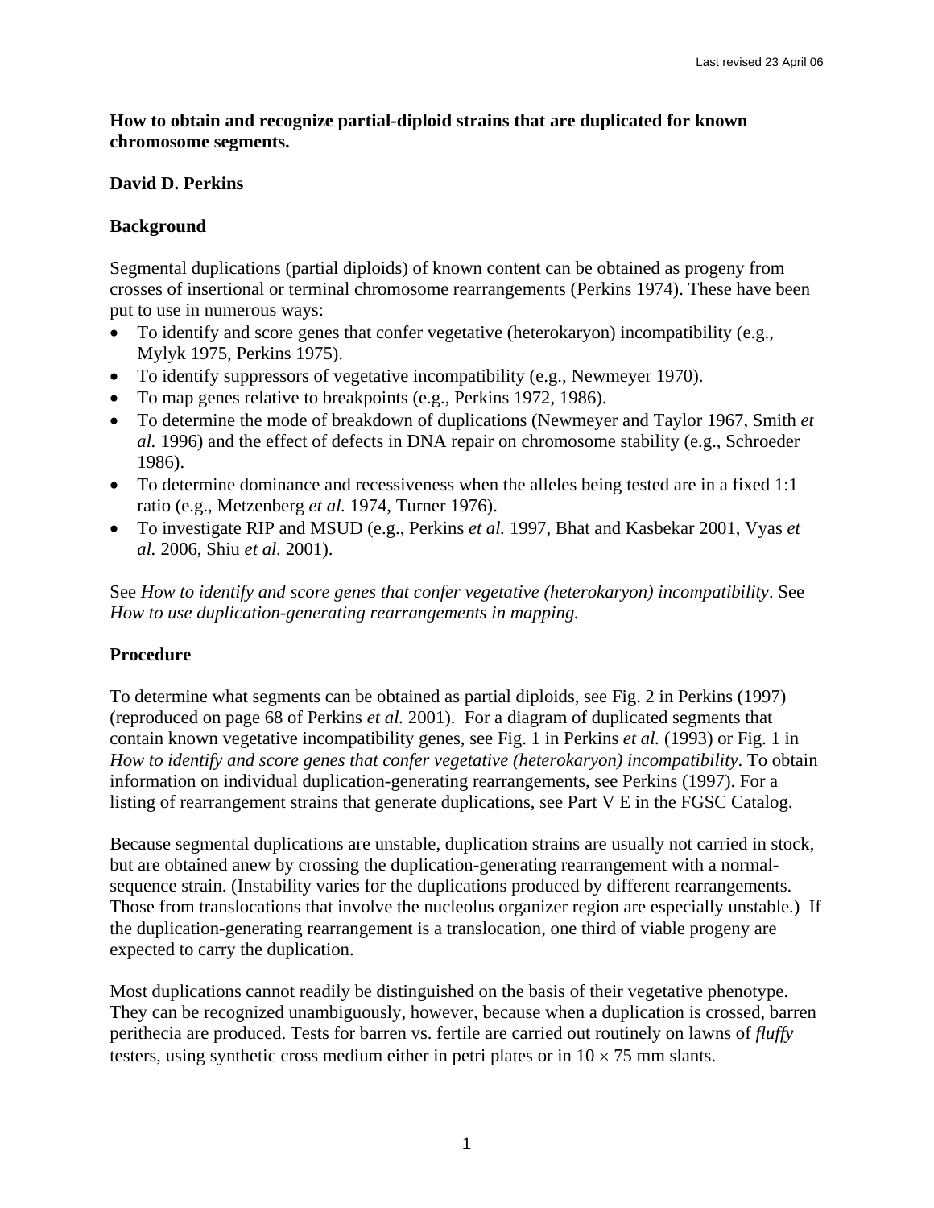Last revised 23 April 06

**How to obtain and recognize partial-diploid strains that are duplicated for known chromosome segments.**

**David D. Perkins**

## Background

Segmental duplications (partial diploids) of known content can be obtained as progeny from crosses of insertional or terminal chromosome rearrangements (Perkins 1974). These have been put to use in numerous ways:

- To identify and score genes that confer vegetative (heterokaryon) incompatibility (e.g., Mylyk 1975, Perkins 1975).
- To identify suppressors of vegetative incompatibility (e.g., Newmeyer 1970).
- To map genes relative to breakpoints (e.g., Perkins 1972, 1986).
- To determine the mode of breakdown of duplications (Newmeyer and Taylor 1967, Smith *et al.* 1996) and the effect of defects in DNA repair on chromosome stability (e.g., Schroeder 1986).
- To determine dominance and recessiveness when the alleles being tested are in a fixed 1:1 ratio (e.g., Metzenberg *et al.* 1974, Turner 1976).
- To investigate RIP and MSUD (e.g., Perkins *et al.* 1997, Bhat and Kasbekar 2001, Vyas *et al.* 2006, Shiu *et al.* 2001).

See *How to identify and score genes that confer vegetative (heterokaryon) incompatibility*. See *How to use duplication-generating rearrangements in mapping.*

## Procedure

To determine what segments can be obtained as partial diploids, see Fig. 2 in Perkins (1997) (reproduced on page 68 of Perkins *et al.* 2001). For a diagram of duplicated segments that contain known vegetative incompatibility genes, see Fig. 1 in Perkins *et al.* (1993) or Fig. 1 in *How to identify and score genes that confer vegetative (heterokaryon) incompatibility*. To obtain information on individual duplication-generating rearrangements, see Perkins (1997). For a listing of rearrangement strains that generate duplications, see Part V E in the FGSC Catalog.

Because segmental duplications are unstable, duplication strains are usually not carried in stock, but are obtained anew by crossing the duplication-generating rearrangement with a normal-sequence strain. (Instability varies for the duplications produced by different rearrangements. Those from translocations that involve the nucleolus organizer region are especially unstable.) If the duplication-generating rearrangement is a translocation, one third of viable progeny are expected to carry the duplication.

Most duplications cannot readily be distinguished on the basis of their vegetative phenotype. They can be recognized unambiguously, however, because when a duplication is crossed, barren perithecia are produced. Tests for barren vs. fertile are carried out routinely on lawns of *fluffy* testers, using synthetic cross medium either in petri plates or in $10 \times 75$ mm slants.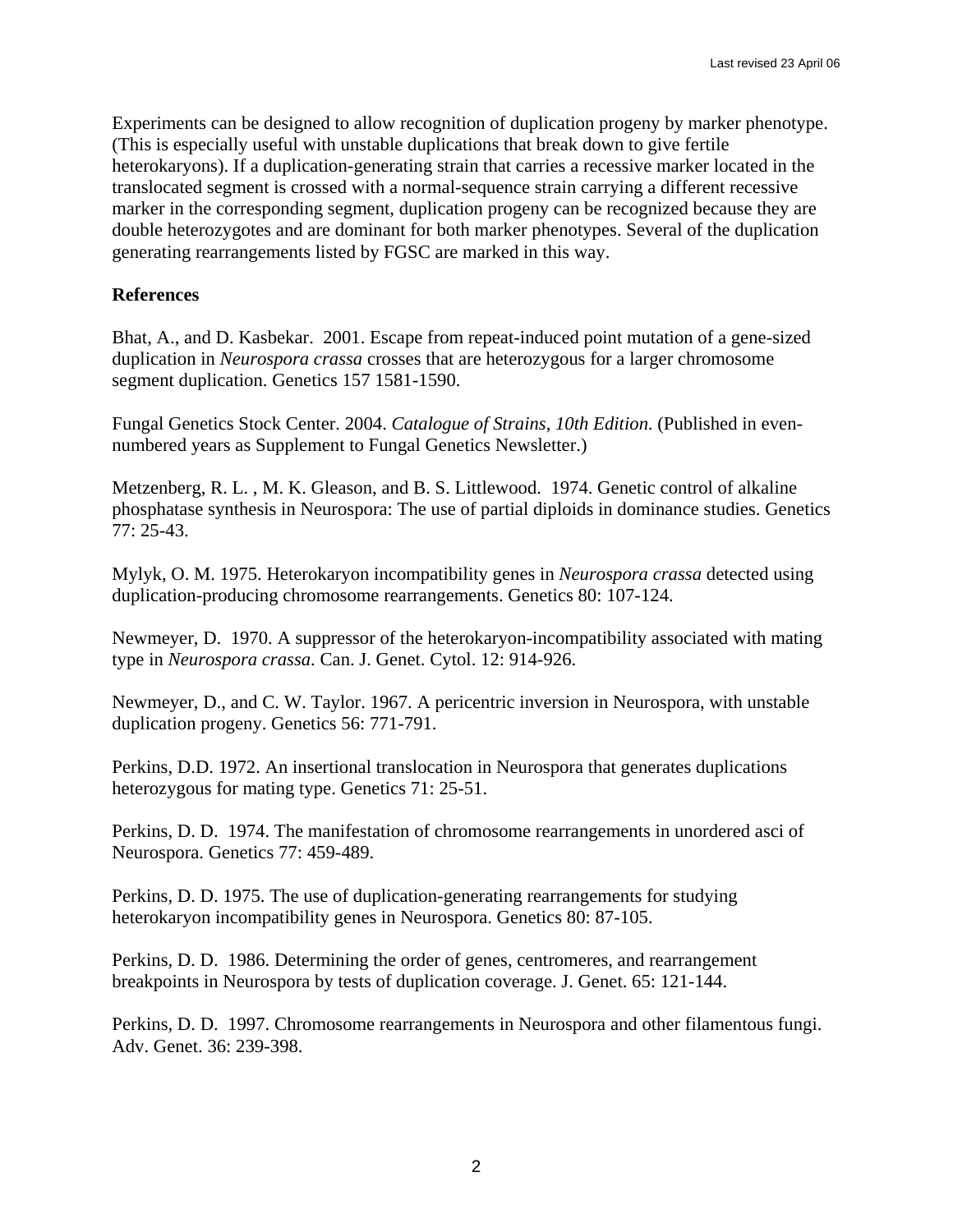Experiments can be designed to allow recognition of duplication progeny by marker phenotype. (This is especially useful with unstable duplications that break down to give fertile heterokaryons). If a duplication-generating strain that carries a recessive marker located in the translocated segment is crossed with a normal-sequence strain carrying a different recessive marker in the corresponding segment, duplication progeny can be recognized because they are double heterozygotes and are dominant for both marker phenotypes. Several of the duplication generating rearrangements listed by FGSC are marked in this way.

**References**

Bhat, A., and D. Kasbekar. 2001. Escape from repeat-induced point mutation of a gene-sized duplication in *Neurospora crassa* crosses that are heterozygous for a larger chromosome segment duplication. Genetics 157 1581-1590.

Fungal Genetics Stock Center. 2004. *Catalogue of Strains, 10th Edition.* (Published in even-numbered years as Supplement to Fungal Genetics Newsletter.)

Metzenberg, R. L. , M. K. Gleason, and B. S. Littlewood. 1974. Genetic control of alkaline phosphatase synthesis in Neurospora: The use of partial diploids in dominance studies. Genetics 77: 25-43.

Mylyk, O. M. 1975. Heterokaryon incompatibility genes in *Neurospora crassa* detected using duplication-producing chromosome rearrangements. Genetics 80: 107-124.

Newmeyer, D. 1970. A suppressor of the heterokaryon-incompatibility associated with mating type in *Neurospora crassa*. Can. J. Genet. Cytol. 12: 914-926.

Newmeyer, D., and C. W. Taylor. 1967. A pericentric inversion in Neurospora, with unstable duplication progeny. Genetics 56: 771-791.

Perkins, D.D. 1972. An insertional translocation in Neurospora that generates duplications heterozygous for mating type. Genetics 71: 25-51.

Perkins, D. D. 1974. The manifestation of chromosome rearrangements in unordered asci of Neurospora. Genetics 77: 459-489.

Perkins, D. D. 1975. The use of duplication-generating rearrangements for studying heterokaryon incompatibility genes in Neurospora. Genetics 80: 87-105.

Perkins, D. D. 1986. Determining the order of genes, centromeres, and rearrangement breakpoints in Neurospora by tests of duplication coverage. J. Genet. 65: 121-144.

Perkins, D. D. 1997. Chromosome rearrangements in Neurospora and other filamentous fungi. Adv. Genet. 36: 239-398.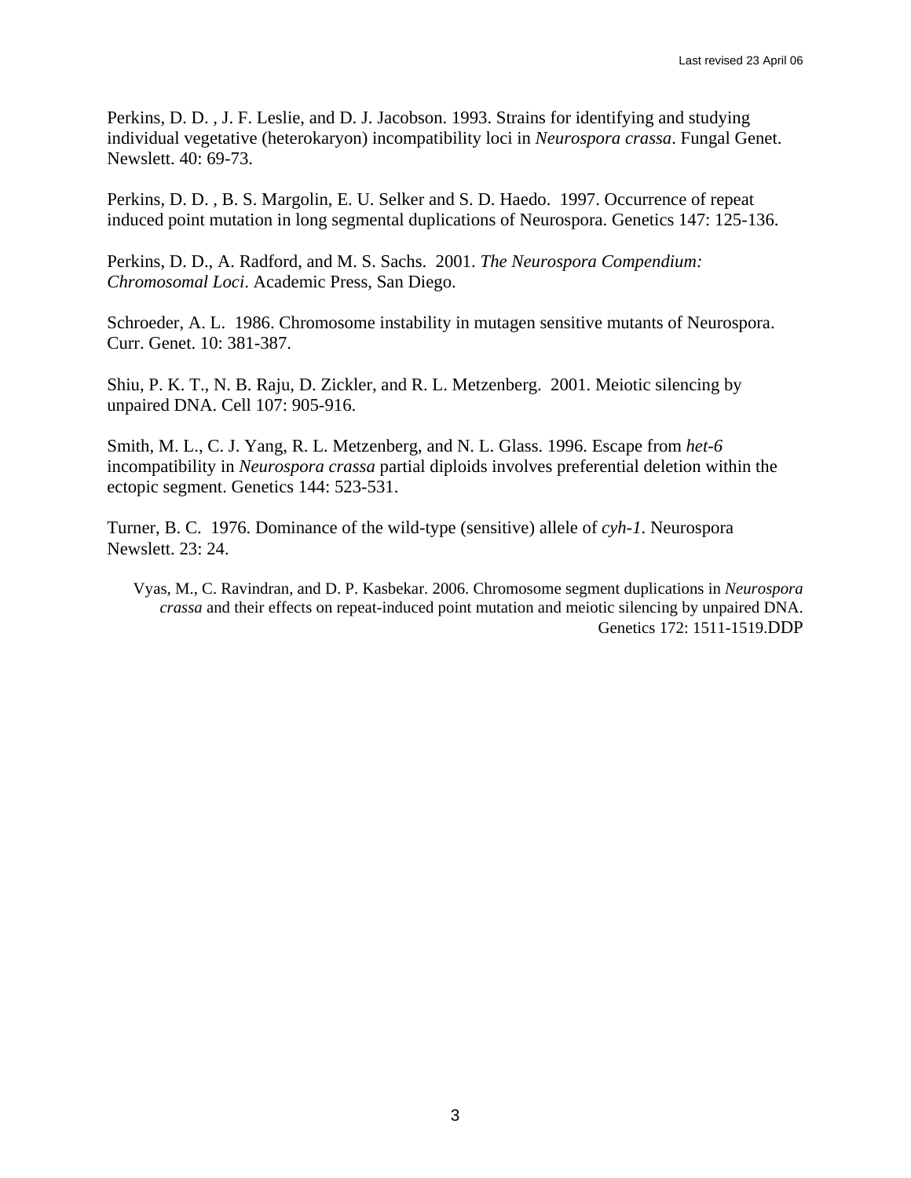Perkins, D. D. , J. F. Leslie, and D. J. Jacobson. 1993. Strains for identifying and studying individual vegetative (heterokaryon) incompatibility loci in *Neurospora crassa*. Fungal Genet. Newslett. 40: 69-73.

Perkins, D. D. , B. S. Margolin, E. U. Selker and S. D. Haedo. 1997. Occurrence of repeat induced point mutation in long segmental duplications of Neurospora. Genetics 147: 125-136.

Perkins, D. D., A. Radford, and M. S. Sachs. 2001. *The Neurospora Compendium: Chromosomal Loci*. Academic Press, San Diego.

Schroeder, A. L. 1986. Chromosome instability in mutagen sensitive mutants of Neurospora. Curr. Genet. 10: 381-387.

Shiu, P. K. T., N. B. Raju, D. Zickler, and R. L. Metzenberg. 2001. Meiotic silencing by unpaired DNA. Cell 107: 905-916.

Smith, M. L., C. J. Yang, R. L. Metzenberg, and N. L. Glass. 1996. Escape from *het-6* incompatibility in *Neurospora crassa* partial diploids involves preferential deletion within the ectopic segment. Genetics 144: 523-531.

Turner, B. C. 1976. Dominance of the wild-type (sensitive) allele of *cyh-1*. Neurospora Newslett. 23: 24.

Vyas, M., C. Ravindran, and D. P. Kasbekar. 2006. Chromosome segment duplications in *Neurospora crassa* and their effects on repeat-induced point mutation and meiotic silencing by unpaired DNA. Genetics 172: 1511-1519.DDP